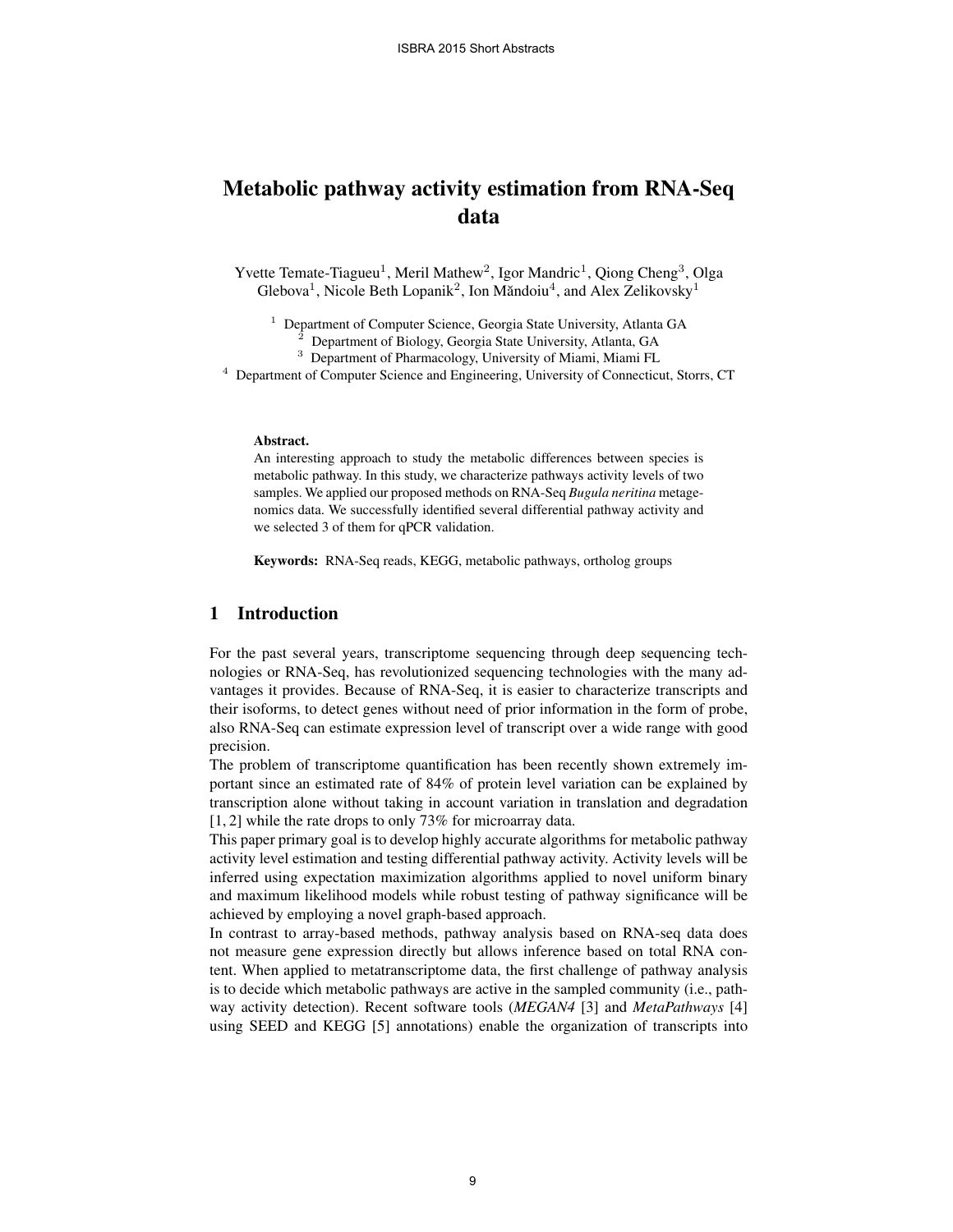# Metabolic pathway activity estimation from RNA-Seq data

Yvette Temate-Tiagueu[1], Meril Mathew[2], Igor Mandric[1], Qiong Cheng[3], Olga Glebova[1], Nicole Beth Lopanik[2], Ion Măndoiu[4], and Alex Zelikovsky[1]

[1] Department of Computer Science, Georgia State University, Atlanta GA
[2] Department of Biology, Georgia State University, Atlanta, GA
[3] Department of Pharmacology, University of Miami, Miami FL
[4] Department of Computer Science and Engineering, University of Connecticut, Storrs, CT

**Abstract.**
An interesting approach to study the metabolic differences between species is metabolic pathway. In this study, we characterize pathways activity levels of two samples. We applied our proposed methods on RNA-Seq *Bugula neritina* metagenomics data. We successfully identified several differential pathway activity and we selected 3 of them for qPCR validation.

**Keywords:** RNA-Seq reads, KEGG, metabolic pathways, ortholog groups

## 1 Introduction

For the past several years, transcriptome sequencing through deep sequencing technologies or RNA-Seq, has revolutionized sequencing technologies with the many advantages it provides. Because of RNA-Seq, it is easier to characterize transcripts and their isoforms, to detect genes without need of prior information in the form of probe, also RNA-Seq can estimate expression level of transcript over a wide range with good precision.
The problem of transcriptome quantification has been recently shown extremely important since an estimated rate of 84% of protein level variation can be explained by transcription alone without taking in account variation in translation and degradation [1, 2] while the rate drops to only 73% for microarray data.
This paper primary goal is to develop highly accurate algorithms for metabolic pathway activity level estimation and testing differential pathway activity. Activity levels will be inferred using expectation maximization algorithms applied to novel uniform binary and maximum likelihood models while robust testing of pathway significance will be achieved by employing a novel graph-based approach.
In contrast to array-based methods, pathway analysis based on RNA-seq data does not measure gene expression directly but allows inference based on total RNA content. When applied to metatranscriptome data, the first challenge of pathway analysis is to decide which metabolic pathways are active in the sampled community (i.e., pathway activity detection). Recent software tools (*MEGAN4* [3] and *MetaPathways* [4] using SEED and KEGG [5] annotations) enable the organization of transcripts into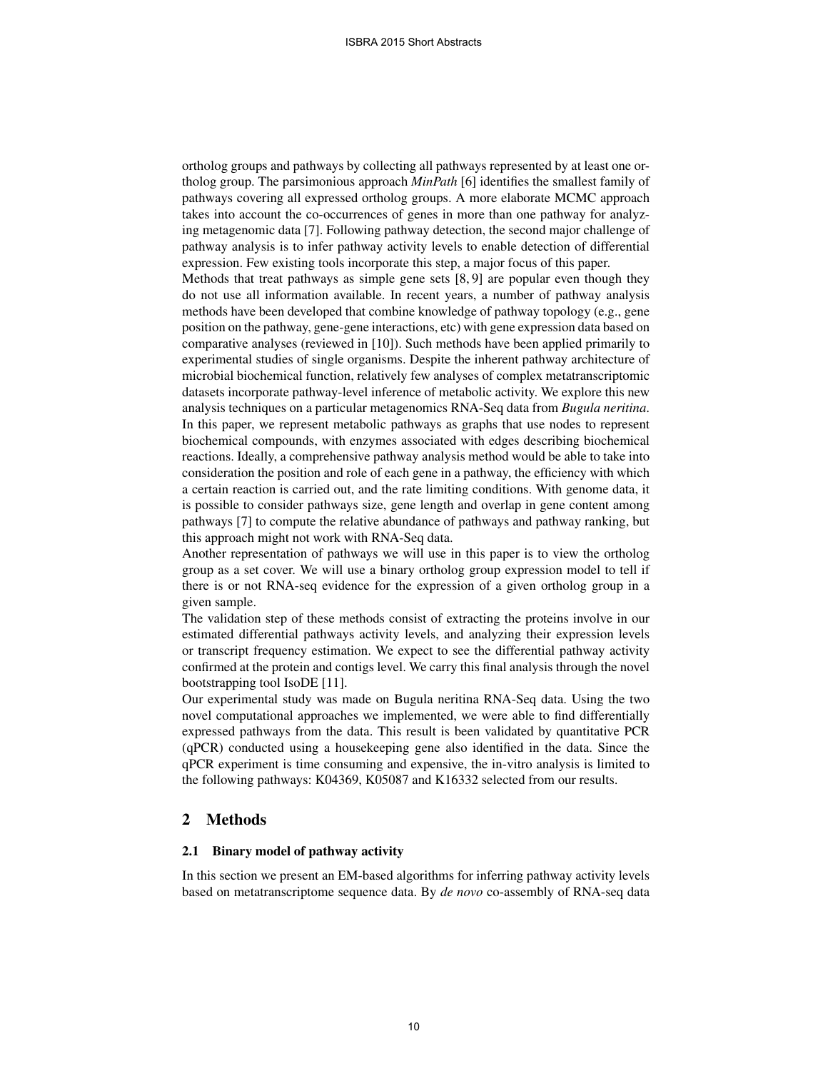ortholog groups and pathways by collecting all pathways represented by at least one ortholog group. The parsimonious approach *MinPath* [6] identifies the smallest family of pathways covering all expressed ortholog groups. A more elaborate MCMC approach takes into account the co-occurrences of genes in more than one pathway for analyzing metagenomic data [7]. Following pathway detection, the second major challenge of pathway analysis is to infer pathway activity levels to enable detection of differential expression. Few existing tools incorporate this step, a major focus of this paper.

Methods that treat pathways as simple gene sets [8, 9] are popular even though they do not use all information available. In recent years, a number of pathway analysis methods have been developed that combine knowledge of pathway topology (e.g., gene position on the pathway, gene-gene interactions, etc) with gene expression data based on comparative analyses (reviewed in [10]). Such methods have been applied primarily to experimental studies of single organisms. Despite the inherent pathway architecture of microbial biochemical function, relatively few analyses of complex metatranscriptomic datasets incorporate pathway-level inference of metabolic activity. We explore this new analysis techniques on a particular metagenomics RNA-Seq data from *Bugula neritina*. In this paper, we represent metabolic pathways as graphs that use nodes to represent biochemical compounds, with enzymes associated with edges describing biochemical reactions. Ideally, a comprehensive pathway analysis method would be able to take into consideration the position and role of each gene in a pathway, the efficiency with which a certain reaction is carried out, and the rate limiting conditions. With genome data, it is possible to consider pathways size, gene length and overlap in gene content among pathways [7] to compute the relative abundance of pathways and pathway ranking, but this approach might not work with RNA-Seq data.

Another representation of pathways we will use in this paper is to view the ortholog group as a set cover. We will use a binary ortholog group expression model to tell if there is or not RNA-seq evidence for the expression of a given ortholog group in a given sample.

The validation step of these methods consist of extracting the proteins involve in our estimated differential pathways activity levels, and analyzing their expression levels or transcript frequency estimation. We expect to see the differential pathway activity confirmed at the protein and contigs level. We carry this final analysis through the novel bootstrapping tool IsoDE [11].

Our experimental study was made on Bugula neritina RNA-Seq data. Using the two novel computational approaches we implemented, we were able to find differentially expressed pathways from the data. This result is been validated by quantitative PCR (qPCR) conducted using a housekeeping gene also identified in the data. Since the qPCR experiment is time consuming and expensive, the in-vitro analysis is limited to the following pathways: K04369, K05087 and K16332 selected from our results.

## 2 Methods

### 2.1 Binary model of pathway activity

In this section we present an EM-based algorithms for inferring pathway activity levels based on metatranscriptome sequence data. By *de novo* co-assembly of RNA-seq data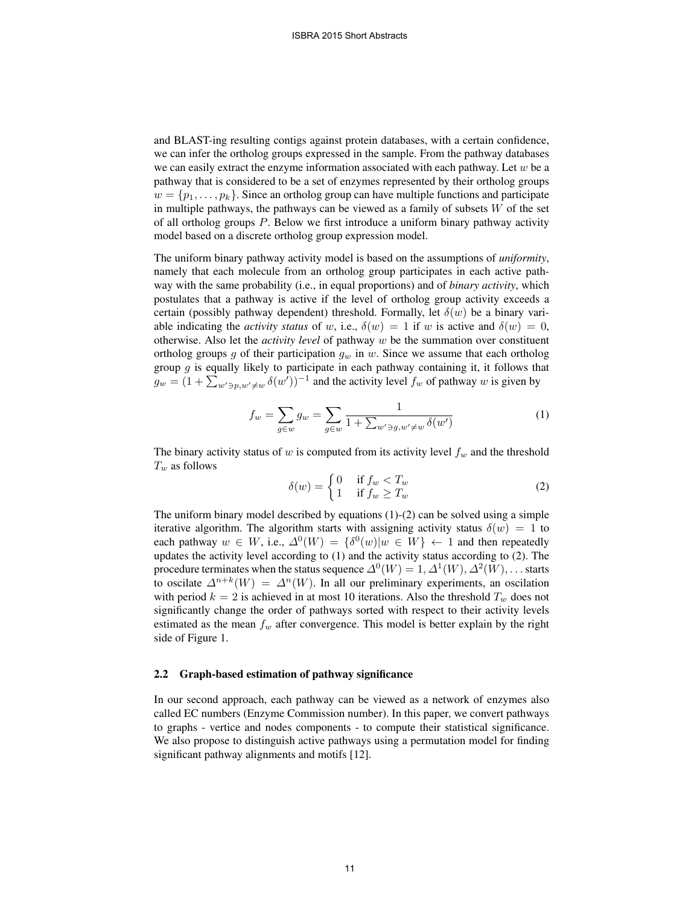and BLAST-ing resulting contigs against protein databases, with a certain confidence, we can infer the ortholog groups expressed in the sample. From the pathway databases we can easily extract the enzyme information associated with each pathway. Let $w$ be a pathway that is considered to be a set of enzymes represented by their ortholog groups $w = \{p_1, \ldots, p_k\}$. Since an ortholog group can have multiple functions and participate in multiple pathways, the pathways can be viewed as a family of subsets $W$ of the set of all ortholog groups $P$. Below we first introduce a uniform binary pathway activity model based on a discrete ortholog group expression model.

The uniform binary pathway activity model is based on the assumptions of *uniformity*, namely that each molecule from an ortholog group participates in each active pathway with the same probability (i.e., in equal proportions) and of *binary activity*, which postulates that a pathway is active if the level of ortholog group activity exceeds a certain (possibly pathway dependent) threshold. Formally, let $\delta(w)$ be a binary variable indicating the *activity status* of $w$, i.e., $\delta(w) = 1$ if $w$ is active and $\delta(w) = 0$, otherwise. Also let the *activity level* of pathway $w$ be the summation over constituent ortholog groups $g$ of their participation $g_w$ in $w$. Since we assume that each ortholog group $g$ is equally likely to participate in each pathway containing it, it follows that $g_w = (1 + \sum_{w' \ni p, w' \neq w} \delta(w'))^{-1}$ and the activity level $f_w$ of pathway $w$ is given by

$$f_w = \sum_{g \in w} g_w = \sum_{g \in w} \frac{1}{1 + \sum_{w' \ni g, w' \neq w} \delta(w')} \tag{1}$$

The binary activity status of $w$ is computed from its activity level $f_w$ and the threshold $T_w$ as follows

$$\delta(w) = \begin{cases} 0 & \text{if } f_w < T_w \\ 1 & \text{if } f_w \geq T_w \end{cases} \tag{2}$$

The uniform binary model described by equations (1)-(2) can be solved using a simple iterative algorithm. The algorithm starts with assigning activity status $\delta(w) = 1$ to each pathway $w \in W$, i.e., $\Delta^0(W) = \{\delta^0(w) | w \in W\} \leftarrow 1$ and then repeatedly updates the activity level according to (1) and the activity status according to (2). The procedure terminates when the status sequence $\Delta^0(W) = 1, \Delta^1(W), \Delta^2(W), \ldots$ starts to oscilate $\Delta^{n+k}(W) = \Delta^n(W)$. In all our preliminary experiments, an oscilation with period $k = 2$ is achieved in at most 10 iterations. Also the threshold $T_w$ does not significantly change the order of pathways sorted with respect to their activity levels estimated as the mean $f_w$ after convergence. This model is better explain by the right side of Figure 1.

### 2.2 Graph-based estimation of pathway significance

In our second approach, each pathway can be viewed as a network of enzymes also called EC numbers (Enzyme Commission number). In this paper, we convert pathways to graphs - vertice and nodes components - to compute their statistical significance. We also propose to distinguish active pathways using a permutation model for finding significant pathway alignments and motifs [12].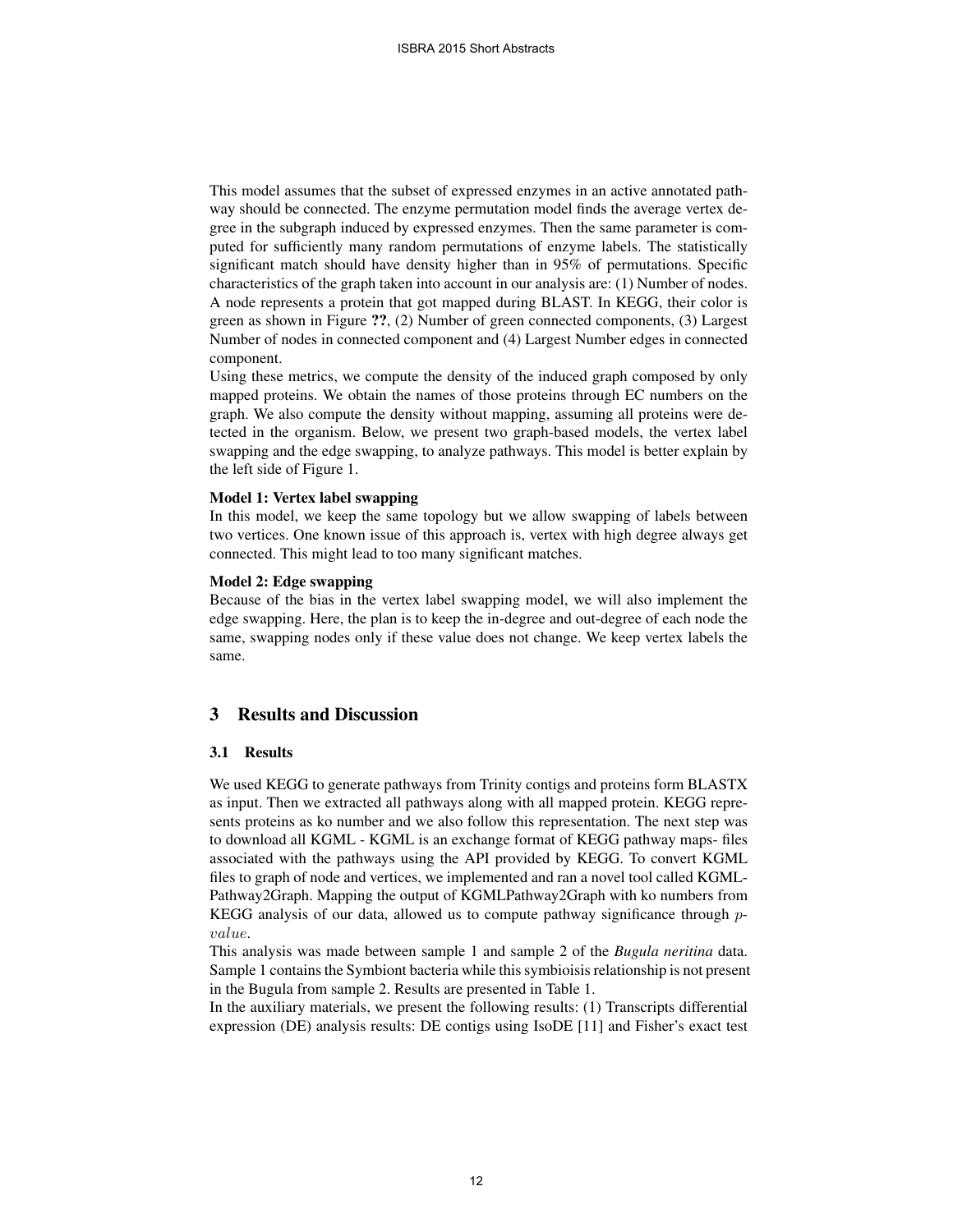This model assumes that the subset of expressed enzymes in an active annotated pathway should be connected. The enzyme permutation model finds the average vertex degree in the subgraph induced by expressed enzymes. Then the same parameter is computed for sufficiently many random permutations of enzyme labels. The statistically significant match should have density higher than in 95% of permutations. Specific characteristics of the graph taken into account in our analysis are: (1) Number of nodes. A node represents a protein that got mapped during BLAST. In KEGG, their color is green as shown in Figure **??**, (2) Number of green connected components, (3) Largest Number of nodes in connected component and (4) Largest Number edges in connected component.

Using these metrics, we compute the density of the induced graph composed by only mapped proteins. We obtain the names of those proteins through EC numbers on the graph. We also compute the density without mapping, assuming all proteins were detected in the organism. Below, we present two graph-based models, the vertex label swapping and the edge swapping, to analyze pathways. This model is better explain by the left side of Figure 1.

**Model 1: Vertex label swapping**

In this model, we keep the same topology but we allow swapping of labels between two vertices. One known issue of this approach is, vertex with high degree always get connected. This might lead to too many significant matches.

**Model 2: Edge swapping**

Because of the bias in the vertex label swapping model, we will also implement the edge swapping. Here, the plan is to keep the in-degree and out-degree of each node the same, swapping nodes only if these value does not change. We keep vertex labels the same.

## 3 Results and Discussion

### 3.1 Results

We used KEGG to generate pathways from Trinity contigs and proteins form BLASTX as input. Then we extracted all pathways along with all mapped protein. KEGG represents proteins as ko number and we also follow this representation. The next step was to download all KGML - KGML is an exchange format of KEGG pathway maps- files associated with the pathways using the API provided by KEGG. To convert KGML files to graph of node and vertices, we implemented and ran a novel tool called KGMLPathway2Graph. Mapping the output of KGMLPathway2Graph with ko numbers from KEGG analysis of our data, allowed us to compute pathway significance through $p\text{-}value$.

This analysis was made between sample 1 and sample 2 of the *Bugula neritina* data. Sample 1 contains the Symbiont bacteria while this symbioisis relationship is not present in the Bugula from sample 2. Results are presented in Table 1.

In the auxiliary materials, we present the following results: (1) Transcripts differential expression (DE) analysis results: DE contigs using IsoDE [11] and Fisher's exact test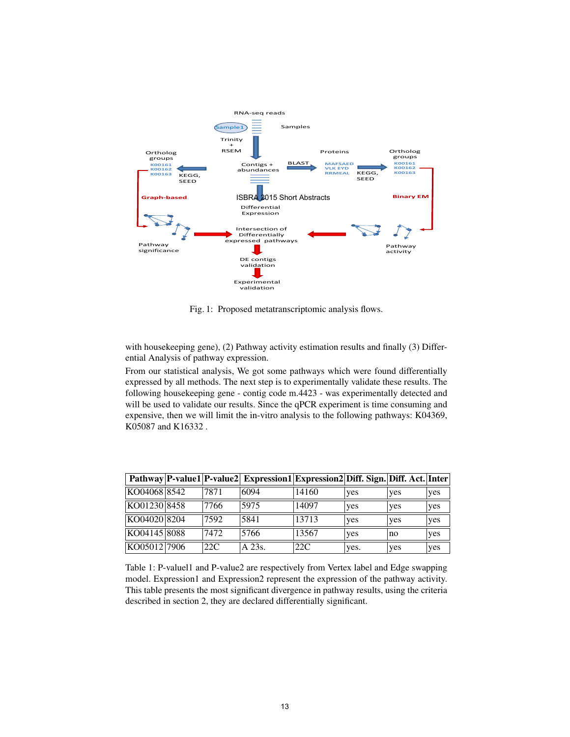Fig. 1: Proposed metatranscriptomic analysis flows.

with housekeeping gene), (2) Pathway activity estimation results and finally (3) Differential Analysis of pathway expression.

From our statistical analysis, We got some pathways which were found differentially expressed by all methods. The next step is to experimentally validate these results. The following housekeeping gene - contig code m.4423 - was experimentally detected and will be used to validate our results. Since the qPCR experiment is time consuming and expensive, then we will limit the in-vitro analysis to the following pathways: K04369, K05087 and K16332 .

| Pathway | P-value1 | P-value2 | Expression1 | Expression2 | Diff. Sign. | Diff. Act. | Inter |
|---|---|---|---|---|---|---|---|
| KO04068 | 8542 | 7871 | 6094 | 14160 | yes | yes | yes |
| KO01230 | 8458 | 7766 | 5975 | 14097 | yes | yes | yes |
| KO04020 | 8204 | 7592 | 5841 | 13713 | yes | yes | yes |
| KO04145 | 8088 | 7472 | 5766 | 13567 | yes | no | yes |
| KO05012 | 7906 | 22C | A 23s. | 22C | yes. | yes | yes |

Table 1: P-valuel1 and P-value2 are respectively from Vertex label and Edge swapping model. Expression1 and Expression2 represent the expression of the pathway activity. This table presents the most significant divergence in pathway results, using the criteria described in section 2, they are declared differentially significant.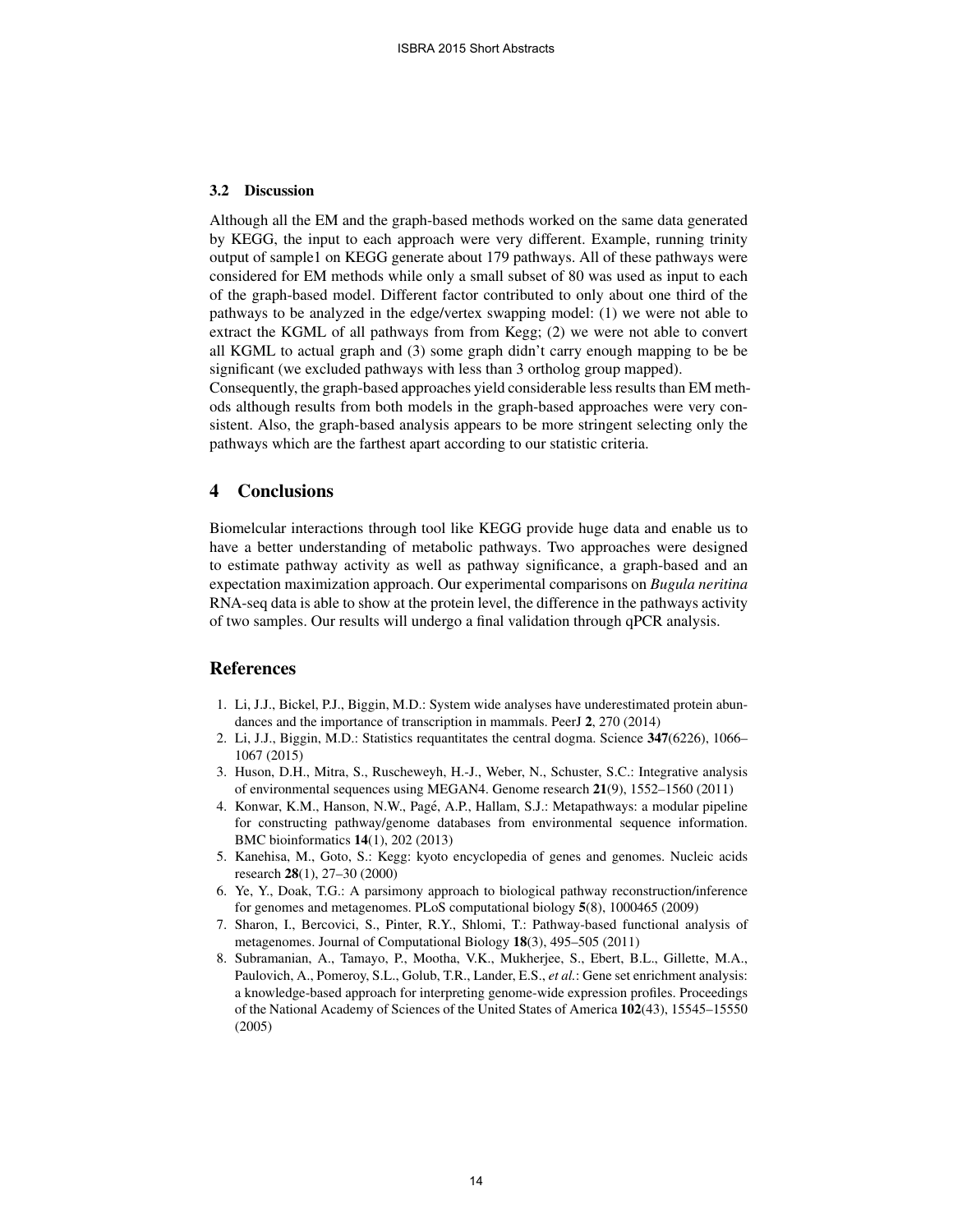### 3.2 Discussion

Although all the EM and the graph-based methods worked on the same data generated by KEGG, the input to each approach were very different. Example, running trinity output of sample1 on KEGG generate about 179 pathways. All of these pathways were considered for EM methods while only a small subset of 80 was used as input to each of the graph-based model. Different factor contributed to only about one third of the pathways to be analyzed in the edge/vertex swapping model: (1) we were not able to extract the KGML of all pathways from from Kegg; (2) we were not able to convert all KGML to actual graph and (3) some graph didn't carry enough mapping to be be significant (we excluded pathways with less than 3 ortholog group mapped).
Consequently, the graph-based approaches yield considerable less results than EM methods although results from both models in the graph-based approaches were very consistent. Also, the graph-based analysis appears to be more stringent selecting only the pathways which are the farthest apart according to our statistic criteria.

## 4 Conclusions

Biomelcular interactions through tool like KEGG provide huge data and enable us to have a better understanding of metabolic pathways. Two approaches were designed to estimate pathway activity as well as pathway significance, a graph-based and an expectation maximization approach. Our experimental comparisons on *Bugula neritina* RNA-seq data is able to show at the protein level, the difference in the pathways activity of two samples. Our results will undergo a final validation through qPCR analysis.

## References

1. Li, J.J., Bickel, P.J., Biggin, M.D.: System wide analyses have underestimated protein abundances and the importance of transcription in mammals. PeerJ **2**, 270 (2014)
2. Li, J.J., Biggin, M.D.: Statistics requantitates the central dogma. Science **347**(6226), 1066–1067 (2015)
3. Huson, D.H., Mitra, S., Ruscheweyh, H.-J., Weber, N., Schuster, S.C.: Integrative analysis of environmental sequences using MEGAN4. Genome research **21**(9), 1552–1560 (2011)
4. Konwar, K.M., Hanson, N.W., Pagé, A.P., Hallam, S.J.: Metapathways: a modular pipeline for constructing pathway/genome databases from environmental sequence information. BMC bioinformatics **14**(1), 202 (2013)
5. Kanehisa, M., Goto, S.: Kegg: kyoto encyclopedia of genes and genomes. Nucleic acids research **28**(1), 27–30 (2000)
6. Ye, Y., Doak, T.G.: A parsimony approach to biological pathway reconstruction/inference for genomes and metagenomes. PLoS computational biology **5**(8), 1000465 (2009)
7. Sharon, I., Bercovici, S., Pinter, R.Y., Shlomi, T.: Pathway-based functional analysis of metagenomes. Journal of Computational Biology **18**(3), 495–505 (2011)
8. Subramanian, A., Tamayo, P., Mootha, V.K., Mukherjee, S., Ebert, B.L., Gillette, M.A., Paulovich, A., Pomeroy, S.L., Golub, T.R., Lander, E.S., *et al.*: Gene set enrichment analysis: a knowledge-based approach for interpreting genome-wide expression profiles. Proceedings of the National Academy of Sciences of the United States of America **102**(43), 15545–15550 (2005)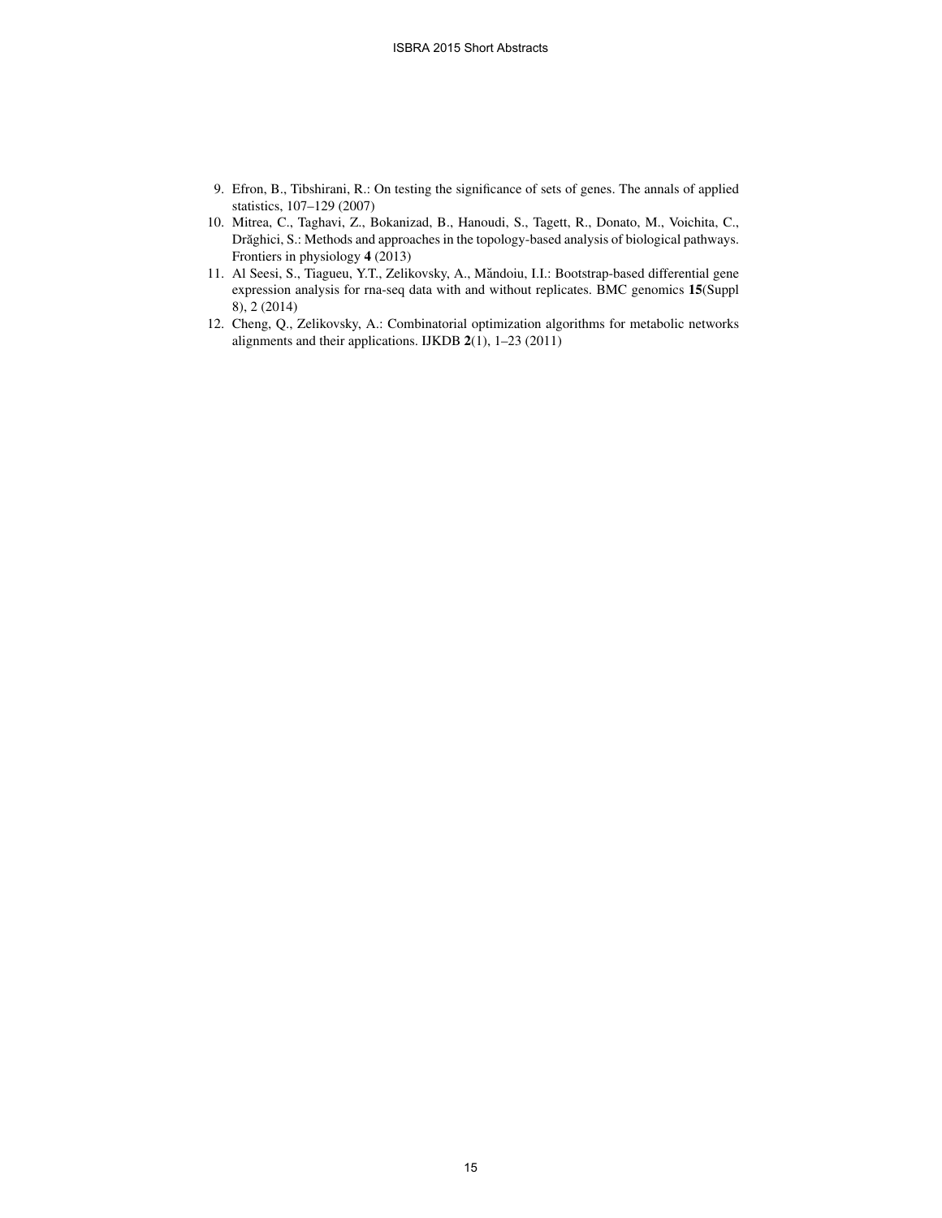9. Efron, B., Tibshirani, R.: On testing the significance of sets of genes. The annals of applied statistics, 107–129 (2007)
10. Mitrea, C., Taghavi, Z., Bokanizad, B., Hanoudi, S., Tagett, R., Donato, M., Voichita, C., Drăghici, S.: Methods and approaches in the topology-based analysis of biological pathways. Frontiers in physiology **4** (2013)
11. Al Seesi, S., Tiagueu, Y.T., Zelikovsky, A., Măndoiu, I.I.: Bootstrap-based differential gene expression analysis for rna-seq data with and without replicates. BMC genomics **15**(Suppl 8), 2 (2014)
12. Cheng, Q., Zelikovsky, A.: Combinatorial optimization algorithms for metabolic networks alignments and their applications. IJKDB **2**(1), 1–23 (2011)